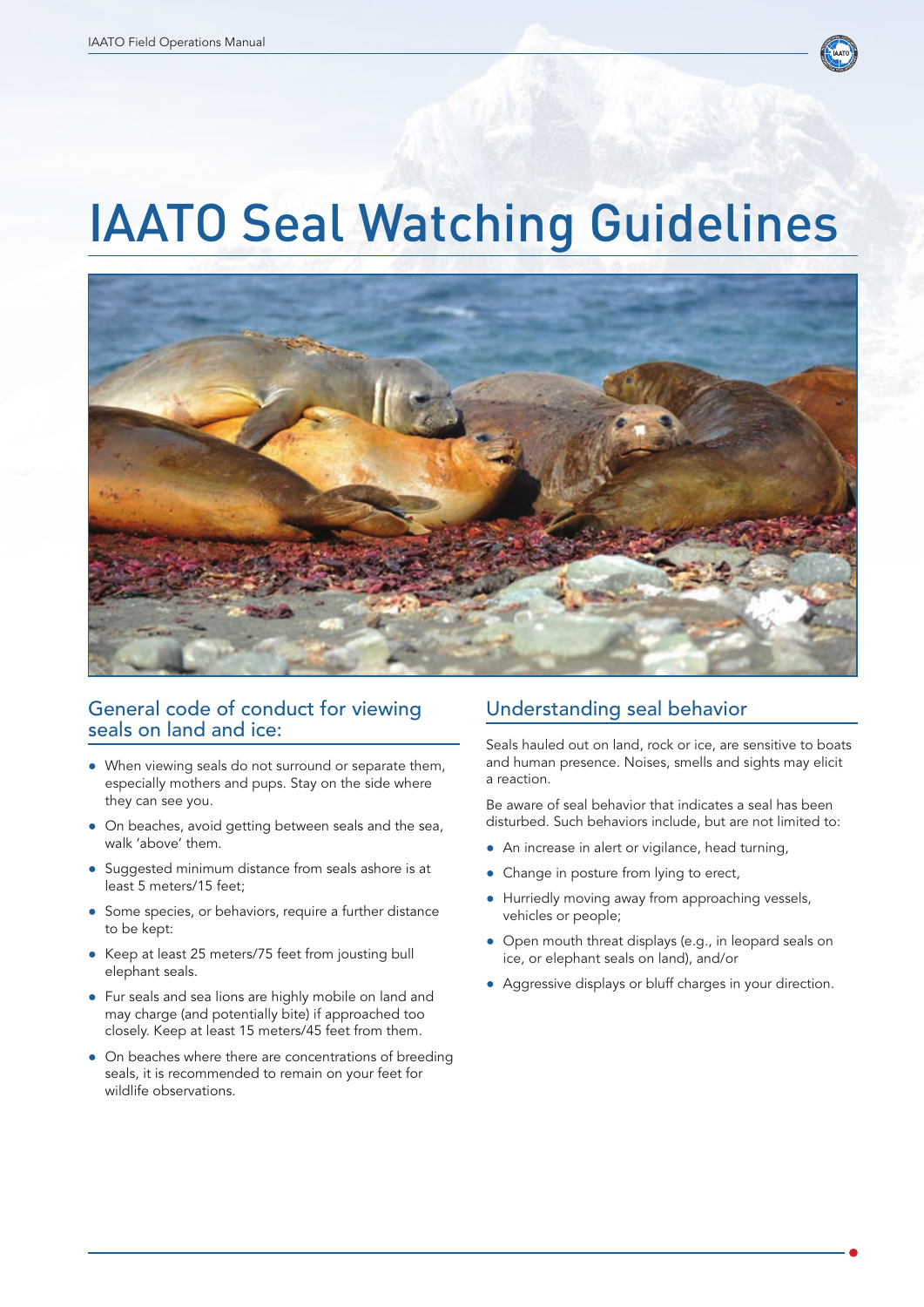# IAATO Seal Watching Guidelines

## General code of conduct for viewing seals on land and ice:

- When viewing seals do not surround or separate them, especially mothers and pups. Stay on the side where they can see you.
- On beaches, avoid getting between seals and the sea, walk 'above' them.
- Suggested minimum distance from seals ashore is at least 5 meters/15 feet;
- Some species, or behaviors, require a further distance to be kept:
- Keep at least 25 meters/75 feet from jousting bull elephant seals.
- Fur seals and sea lions are highly mobile on land and may charge (and potentially bite) if approached too closely. Keep at least 15 meters/45 feet from them.
- On beaches where there are concentrations of breeding seals, it is recommended to remain on your feet for wildlife observations.

## Understanding seal behavior

Seals hauled out on land, rock or ice, are sensitive to boats and human presence. Noises, smells and sights may elicit a reaction.

Be aware of seal behavior that indicates a seal has been disturbed. Such behaviors include, but are not limited to:

- An increase in alert or vigilance, head turning,
- Change in posture from lying to erect,
- Hurriedly moving away from approaching vessels, vehicles or people;
- Open mouth threat displays (e.g., in leopard seals on ice, or elephant seals on land), and/or
- Aggressive displays or bluff charges in your direction.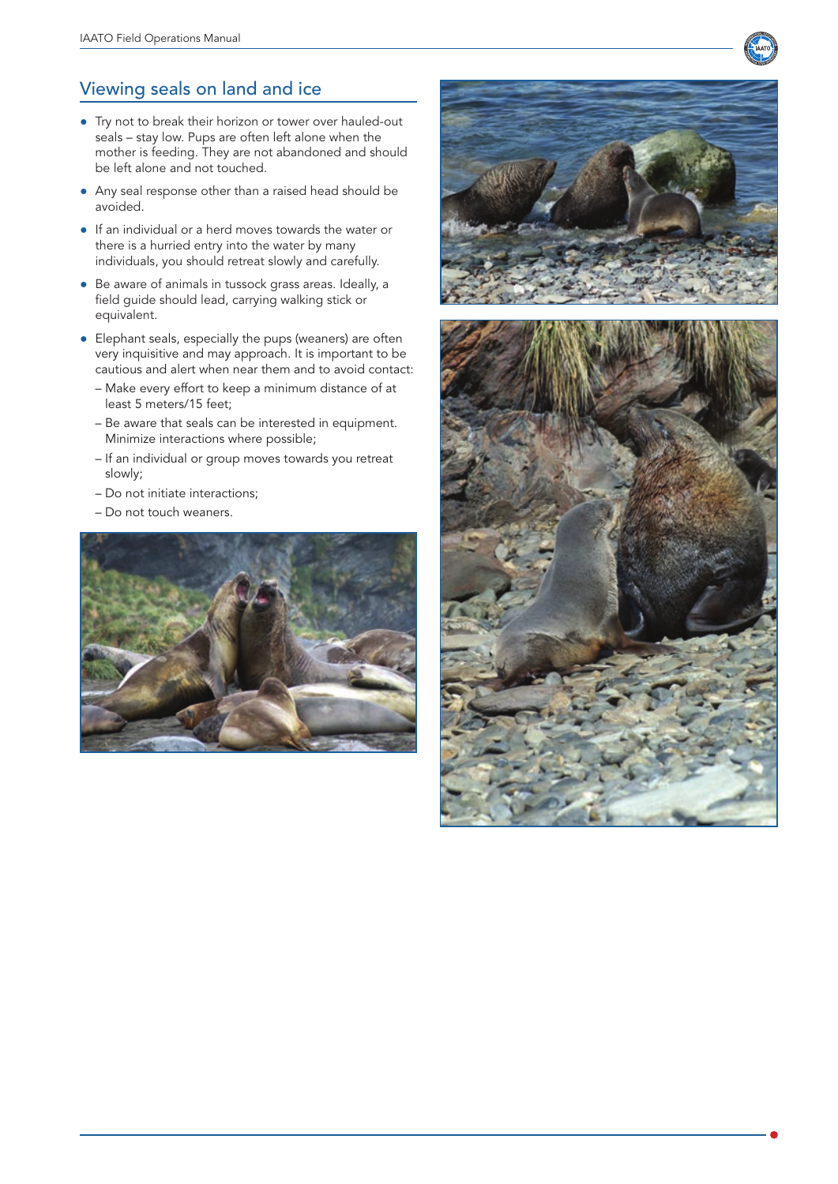## Viewing seals on land and ice

- Try not to break their horizon or tower over hauled-out seals – stay low. Pups are often left alone when the mother is feeding. They are not abandoned and should be left alone and not touched.
- Any seal response other than a raised head should be avoided.
- If an individual or a herd moves towards the water or there is a hurried entry into the water by many individuals, you should retreat slowly and carefully.
- Be aware of animals in tussock grass areas. Ideally, a field guide should lead, carrying walking stick or equivalent.
- Elephant seals, especially the pups (weaners) are often very inquisitive and may approach. It is important to be cautious and alert when near them and to avoid contact:
  - Make every effort to keep a minimum distance of at least 5 meters/15 feet;
  - Be aware that seals can be interested in equipment. Minimize interactions where possible;
  - If an individual or group moves towards you retreat slowly;
  - Do not initiate interactions;
  - Do not touch weaners.